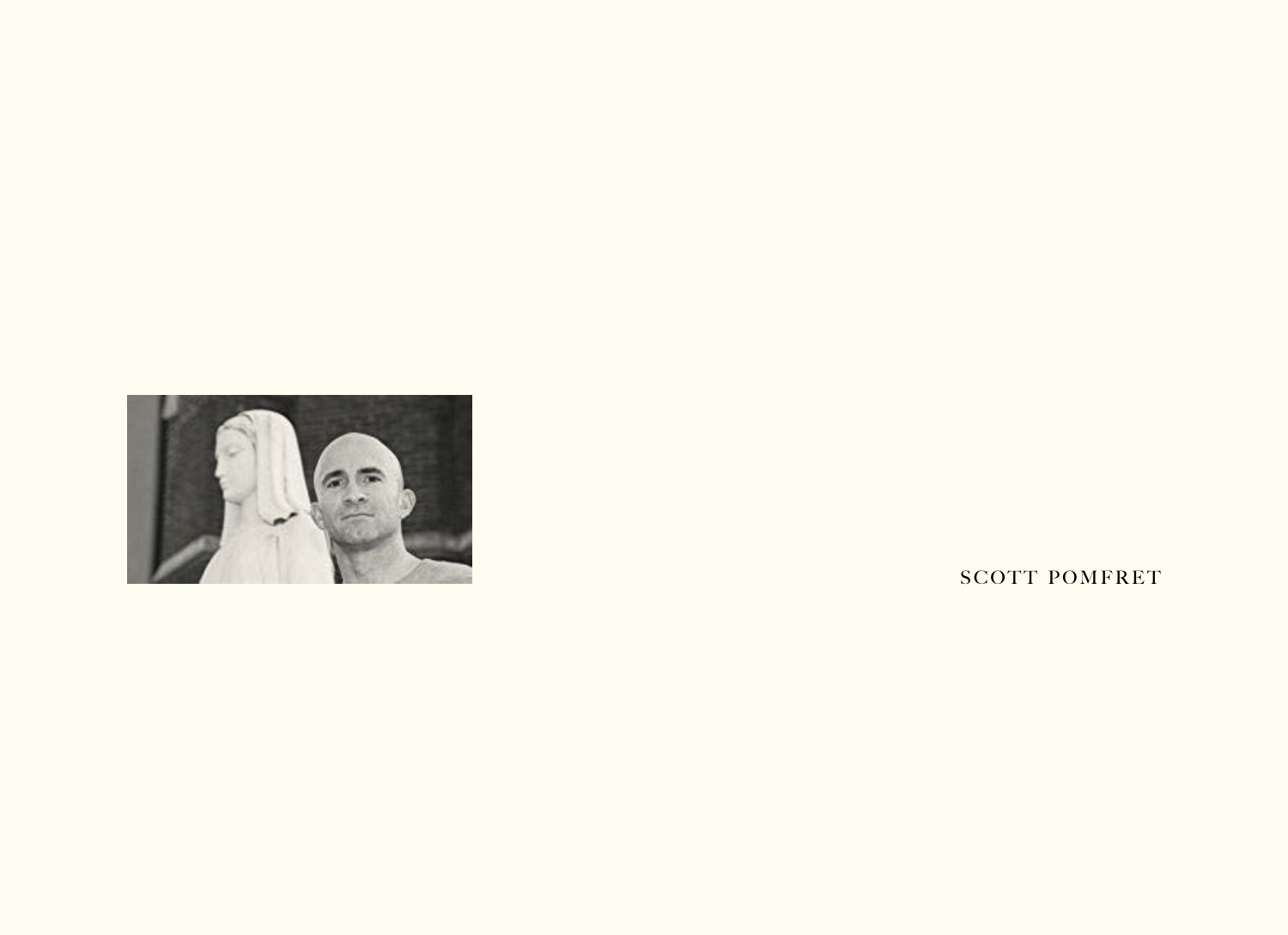SCOTT POMFRET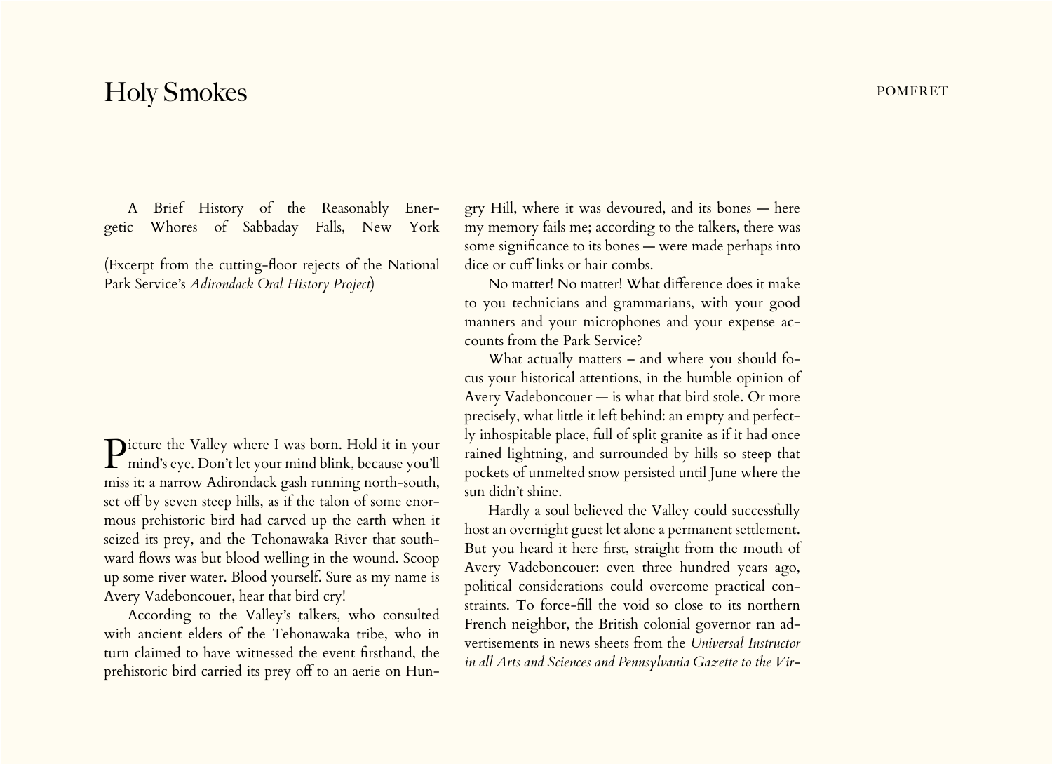A Brief History of the Reasonably Energetic Whores of Sabbaday Falls, New York

(Excerpt from the cutting-floor rejects of the National Park Service's *Adirondack Oral History Project*)

Picture the Valley where I was born. Hold it in your mind's eye. Don't let your mind blink, because you'll miss it: a narrow Adirondack gash running north-south, set off by seven steep hills, as if the talon of some enormous prehistoric bird had carved up the earth when it seized its prey, and the Tehonawaka River that southward flows was but blood welling in the wound. Scoop up some river water. Blood yourself. Sure as my name is Avery Vadeboncouer, hear that bird cry!

According to the Valley's talkers, who consulted with ancient elders of the Tehonawaka tribe, who in turn claimed to have witnessed the event firsthand, the prehistoric bird carried its prey off to an aerie on Hungry Hill, where it was devoured, and its bones — here my memory fails me; according to the talkers, there was some significance to its bones — were made perhaps into dice or cuff links or hair combs.

No matter! No matter! What difference does it make to you technicians and grammarians, with your good manners and your microphones and your expense accounts from the Park Service?

What actually matters – and where you should focus your historical attentions, in the humble opinion of Avery Vadeboncouer — is what that bird stole. Or more precisely, what little it left behind: an empty and perfectly inhospitable place, full of split granite as if it had once rained lightning, and surrounded by hills so steep that pockets of unmelted snow persisted until June where the sun didn't shine.

Hardly a soul believed the Valley could successfully host an overnight guest let alone a permanent settlement. But you heard it here first, straight from the mouth of Avery Vadeboncouer: even three hundred years ago, political considerations could overcome practical constraints. To force-fill the void so close to its northern French neighbor, the British colonial governor ran advertisements in news sheets from the *Universal Instructor in all Arts and Sciences and Pennsylvania Gazette to the Vir-*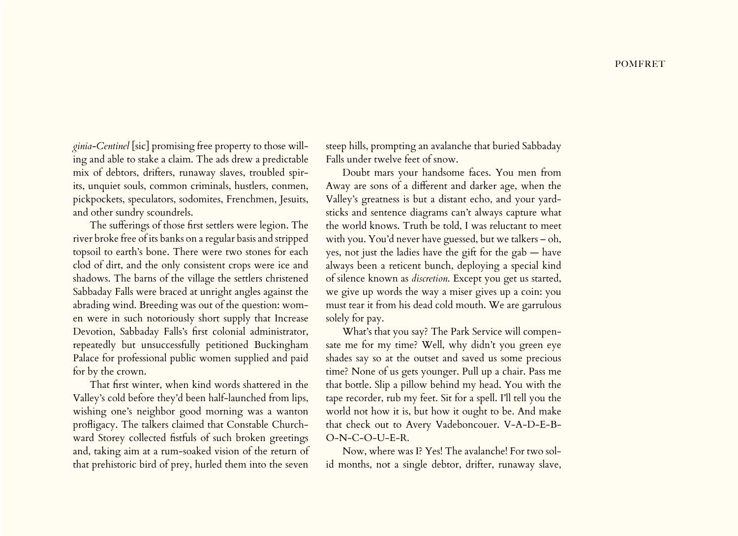*ginia-Centinel* [sic] promising free property to those willing and able to stake a claim. The ads drew a predictable mix of debtors, drifters, runaway slaves, troubled spirits, unquiet souls, common criminals, hustlers, conmen, pickpockets, speculators, sodomites, Frenchmen, Jesuits, and other sundry scoundrels.

The sufferings of those first settlers were legion. The river broke free of its banks on a regular basis and stripped topsoil to earth's bone. There were two stones for each clod of dirt, and the only consistent crops were ice and shadows. The barns of the village the settlers christened Sabbaday Falls were braced at unright angles against the abrading wind. Breeding was out of the question: women were in such notoriously short supply that Increase Devotion, Sabbaday Falls's first colonial administrator, repeatedly but unsuccessfully petitioned Buckingham Palace for professional public women supplied and paid for by the crown.

That first winter, when kind words shattered in the Valley's cold before they'd been half-launched from lips, wishing one's neighbor good morning was a wanton profligacy. The talkers claimed that Constable Churchward Storey collected fistfuls of such broken greetings and, taking aim at a rum-soaked vision of the return of that prehistoric bird of prey, hurled them into the seven steep hills, prompting an avalanche that buried Sabbaday Falls under twelve feet of snow.

Doubt mars your handsome faces. You men from Away are sons of a different and darker age, when the Valley's greatness is but a distant echo, and your yardsticks and sentence diagrams can't always capture what the world knows. Truth be told, I was reluctant to meet with you. You'd never have guessed, but we talkers – oh, yes, not just the ladies have the gift for the gab — have always been a reticent bunch, deploying a special kind of silence known as *discretion*. Except you get us started, we give up words the way a miser gives up a coin: you must tear it from his dead cold mouth. We are garrulous solely for pay.

What's that you say? The Park Service will compensate me for my time? Well, why didn't you green eye shades say so at the outset and saved us some precious time? None of us gets younger. Pull up a chair. Pass me that bottle. Slip a pillow behind my head. You with the tape recorder, rub my feet. Sit for a spell. I'll tell you the world not how it is, but how it ought to be. And make that check out to Avery Vadeboncouer. V-A-D-E-B-O-N-C-O-U-E-R.

Now, where was I? Yes! The avalanche! For two solid months, not a single debtor, drifter, runaway slave,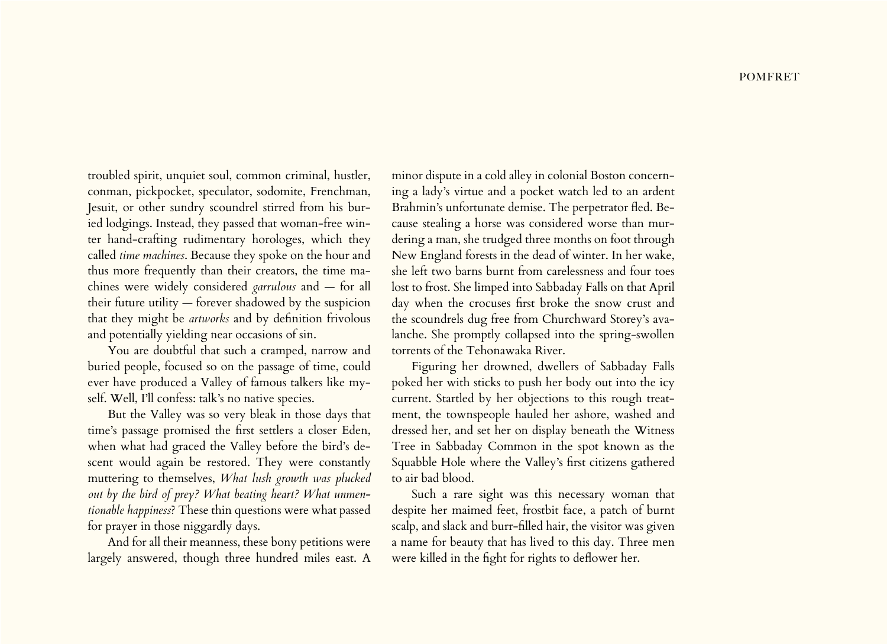troubled spirit, unquiet soul, common criminal, hustler, conman, pickpocket, speculator, sodomite, Frenchman, Jesuit, or other sundry scoundrel stirred from his buried lodgings. Instead, they passed that woman-free winter hand-crafting rudimentary horologes, which they called *time machines*. Because they spoke on the hour and thus more frequently than their creators, the time machines were widely considered *garrulous* and — for all their future utility — forever shadowed by the suspicion that they might be *artworks* and by definition frivolous and potentially yielding near occasions of sin.

You are doubtful that such a cramped, narrow and buried people, focused so on the passage of time, could ever have produced a Valley of famous talkers like myself. Well, I'll confess: talk's no native species.

But the Valley was so very bleak in those days that time's passage promised the first settlers a closer Eden, when what had graced the Valley before the bird's descent would again be restored. They were constantly muttering to themselves, *What lush growth was plucked out by the bird of prey? What beating heart? What unmentionable happiness?* These thin questions were what passed for prayer in those niggardly days.

And for all their meanness, these bony petitions were largely answered, though three hundred miles east. A minor dispute in a cold alley in colonial Boston concerning a lady's virtue and a pocket watch led to an ardent Brahmin's unfortunate demise. The perpetrator fled. Because stealing a horse was considered worse than murdering a man, she trudged three months on foot through New England forests in the dead of winter. In her wake, she left two barns burnt from carelessness and four toes lost to frost. She limped into Sabbaday Falls on that April day when the crocuses first broke the snow crust and the scoundrels dug free from Churchward Storey's avalanche. She promptly collapsed into the spring-swollen torrents of the Tehonawaka River.

Figuring her drowned, dwellers of Sabbaday Falls poked her with sticks to push her body out into the icy current. Startled by her objections to this rough treatment, the townspeople hauled her ashore, washed and dressed her, and set her on display beneath the Witness Tree in Sabbaday Common in the spot known as the Squabble Hole where the Valley's first citizens gathered to air bad blood.

Such a rare sight was this necessary woman that despite her maimed feet, frostbit face, a patch of burnt scalp, and slack and burr-filled hair, the visitor was given a name for beauty that has lived to this day. Three men were killed in the fight for rights to deflower her.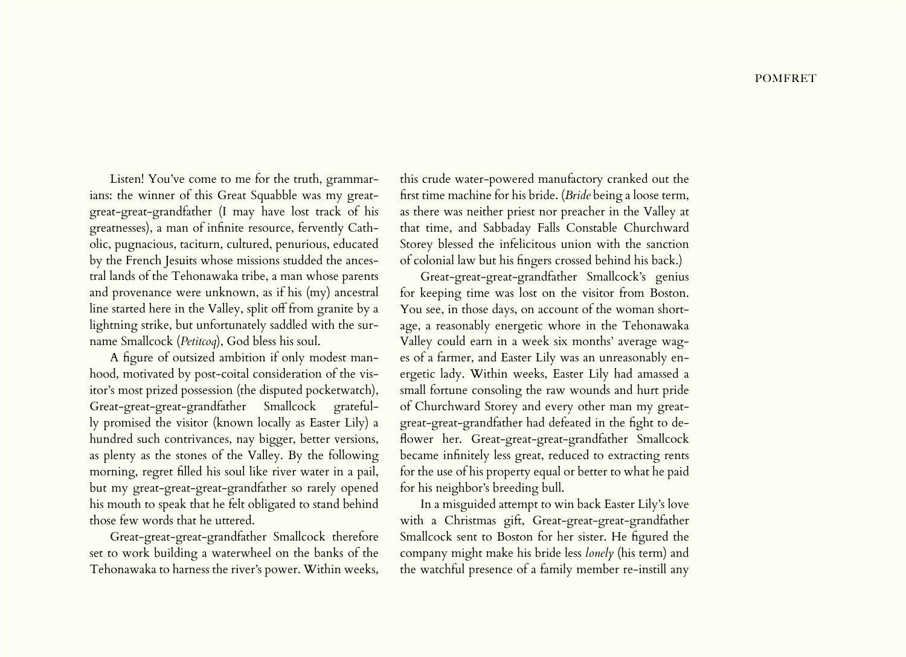Listen! You've come to me for the truth, grammarians: the winner of this Great Squabble was my great-great-great-grandfather (I may have lost track of his greatnesses), a man of infinite resource, fervently Catholic, pugnacious, taciturn, cultured, penurious, educated by the French Jesuits whose missions studded the ancestral lands of the Tehonawaka tribe, a man whose parents and provenance were unknown, as if his (my) ancestral line started here in the Valley, split off from granite by a lightning strike, but unfortunately saddled with the surname Smallcock (*Petitcoq*), God bless his soul.

A figure of outsized ambition if only modest manhood, motivated by post-coital consideration of the visitor's most prized possession (the disputed pocketwatch), Great-great-great-grandfather Smallcock gratefully promised the visitor (known locally as Easter Lily) a hundred such contrivances, nay bigger, better versions, as plenty as the stones of the Valley. By the following morning, regret filled his soul like river water in a pail, but my great-great-great-grandfather so rarely opened his mouth to speak that he felt obligated to stand behind those few words that he uttered.

Great-great-great-grandfather Smallcock therefore set to work building a waterwheel on the banks of the Tehonawaka to harness the river's power. Within weeks, this crude water-powered manufactory cranked out the first time machine for his bride. (*Bride* being a loose term, as there was neither priest nor preacher in the Valley at that time, and Sabbaday Falls Constable Churchward Storey blessed the infelicitous union with the sanction of colonial law but his fingers crossed behind his back.)

Great-great-great-grandfather Smallcock's genius for keeping time was lost on the visitor from Boston. You see, in those days, on account of the woman shortage, a reasonably energetic whore in the Tehonawaka Valley could earn in a week six months' average wages of a farmer, and Easter Lily was an unreasonably energetic lady. Within weeks, Easter Lily had amassed a small fortune consoling the raw wounds and hurt pride of Churchward Storey and every other man my great-great-great-grandfather had defeated in the fight to deflower her. Great-great-great-grandfather Smallcock became infinitely less great, reduced to extracting rents for the use of his property equal or better to what he paid for his neighbor's breeding bull.

In a misguided attempt to win back Easter Lily's love with a Christmas gift, Great-great-great-grandfather Smallcock sent to Boston for her sister. He figured the company might make his bride less *lonely* (his term) and the watchful presence of a family member re-instill any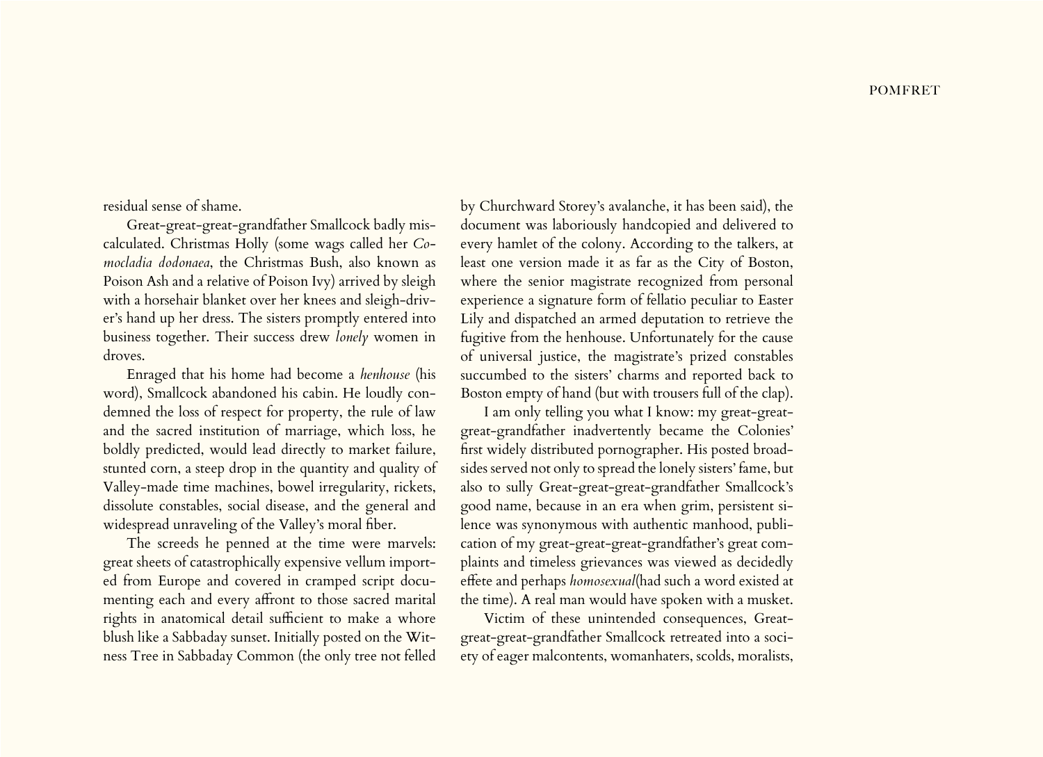residual sense of shame.

Great-great-great-grandfather Smallcock badly miscalculated. Christmas Holly (some wags called her *Comocladia dodonaea*, the Christmas Bush, also known as Poison Ash and a relative of Poison Ivy) arrived by sleigh with a horsehair blanket over her knees and sleigh-driver's hand up her dress. The sisters promptly entered into business together. Their success drew *lonely* women in droves.

Enraged that his home had become a *henhouse* (his word), Smallcock abandoned his cabin. He loudly condemned the loss of respect for property, the rule of law and the sacred institution of marriage, which loss, he boldly predicted, would lead directly to market failure, stunted corn, a steep drop in the quantity and quality of Valley-made time machines, bowel irregularity, rickets, dissolute constables, social disease, and the general and widespread unraveling of the Valley's moral fiber.

The screeds he penned at the time were marvels: great sheets of catastrophically expensive vellum imported from Europe and covered in cramped script documenting each and every affront to those sacred marital rights in anatomical detail sufficient to make a whore blush like a Sabbaday sunset. Initially posted on the Witness Tree in Sabbaday Common (the only tree not felled by Churchward Storey's avalanche, it has been said), the document was laboriously handcopied and delivered to every hamlet of the colony. According to the talkers, at least one version made it as far as the City of Boston, where the senior magistrate recognized from personal experience a signature form of fellatio peculiar to Easter Lily and dispatched an armed deputation to retrieve the fugitive from the henhouse. Unfortunately for the cause of universal justice, the magistrate's prized constables succumbed to the sisters' charms and reported back to Boston empty of hand (but with trousers full of the clap).

I am only telling you what I know: my great-great-great-grandfather inadvertently became the Colonies' first widely distributed pornographer. His posted broadsides served not only to spread the lonely sisters' fame, but also to sully Great-great-great-grandfather Smallcock's good name, because in an era when grim, persistent silence was synonymous with authentic manhood, publication of my great-great-great-grandfather's great complaints and timeless grievances was viewed as decidedly effete and perhaps *homosexual*(had such a word existed at the time). A real man would have spoken with a musket.

Victim of these unintended consequences, Great-great-great-grandfather Smallcock retreated into a society of eager malcontents, womanhaters, scolds, moralists,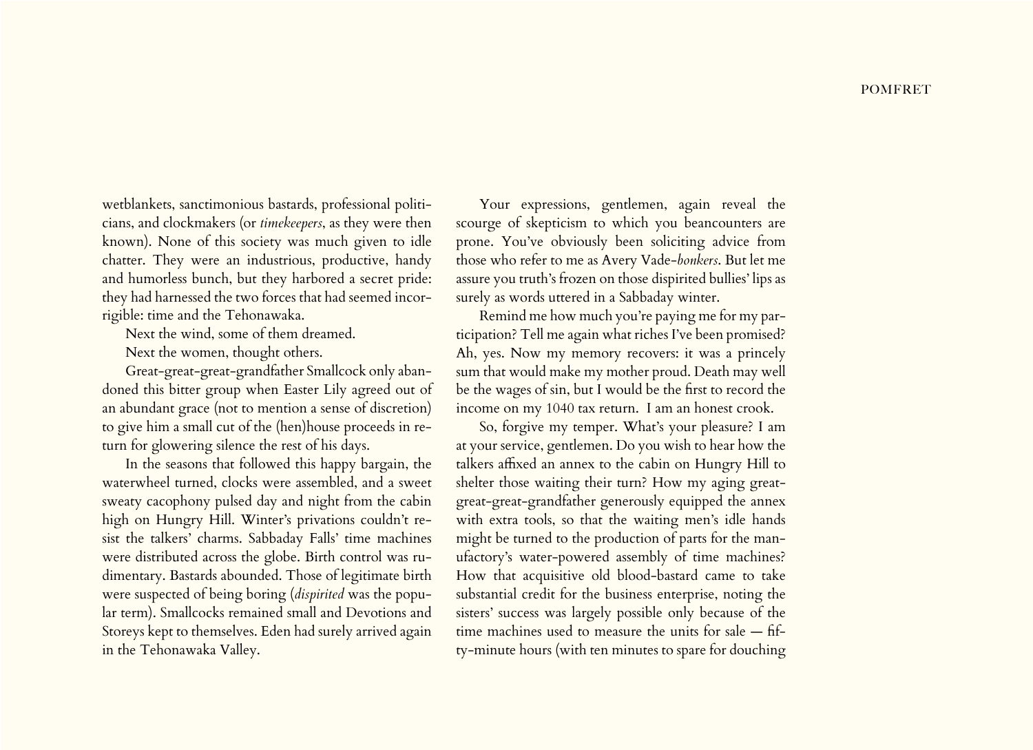wetblankets, sanctimonious bastards, professional politicians, and clockmakers (or *timekeepers*, as they were then known). None of this society was much given to idle chatter. They were an industrious, productive, handy and humorless bunch, but they harbored a secret pride: they had harnessed the two forces that had seemed incorrigible: time and the Tehonawaka.

Next the wind, some of them dreamed.

Next the women, thought others.

Great-great-great-grandfather Smallcock only abandoned this bitter group when Easter Lily agreed out of an abundant grace (not to mention a sense of discretion) to give him a small cut of the (hen)house proceeds in return for glowering silence the rest of his days.

In the seasons that followed this happy bargain, the waterwheel turned, clocks were assembled, and a sweet sweaty cacophony pulsed day and night from the cabin high on Hungry Hill. Winter's privations couldn't resist the talkers' charms. Sabbaday Falls' time machines were distributed across the globe. Birth control was rudimentary. Bastards abounded. Those of legitimate birth were suspected of being boring (*dispirited* was the popular term). Smallcocks remained small and Devotions and Storeys kept to themselves. Eden had surely arrived again in the Tehonawaka Valley.

Your expressions, gentlemen, again reveal the scourge of skepticism to which you beancounters are prone. You've obviously been soliciting advice from those who refer to me as Avery Vade-*bonkers*. But let me assure you truth's frozen on those dispirited bullies' lips as surely as words uttered in a Sabbaday winter.

Remind me how much you're paying me for my participation? Tell me again what riches I've been promised? Ah, yes. Now my memory recovers: it was a princely sum that would make my mother proud. Death may well be the wages of sin, but I would be the first to record the income on my 1040 tax return. I am an honest crook.

So, forgive my temper. What's your pleasure? I am at your service, gentlemen. Do you wish to hear how the talkers affixed an annex to the cabin on Hungry Hill to shelter those waiting their turn? How my aging great-great-great-grandfather generously equipped the annex with extra tools, so that the waiting men's idle hands might be turned to the production of parts for the manufactory's water-powered assembly of time machines? How that acquisitive old blood-bastard came to take substantial credit for the business enterprise, noting the sisters' success was largely possible only because of the time machines used to measure the units for sale — fifty-minute hours (with ten minutes to spare for douching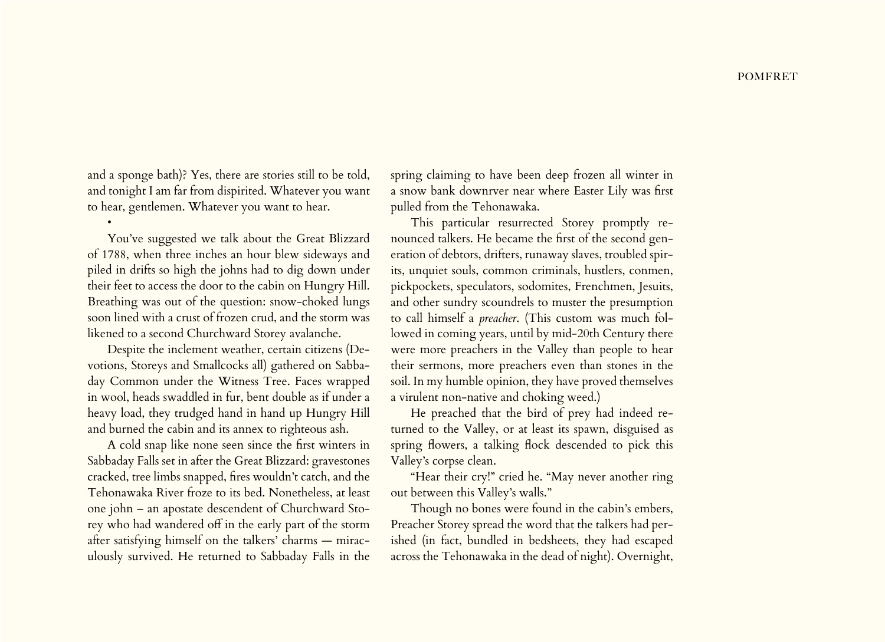and a sponge bath)? Yes, there are stories still to be told, and tonight I am far from dispirited. Whatever you want to hear, gentlemen. Whatever you want to hear.

•

You've suggested we talk about the Great Blizzard of 1788, when three inches an hour blew sideways and piled in drifts so high the johns had to dig down under their feet to access the door to the cabin on Hungry Hill. Breathing was out of the question: snow-choked lungs soon lined with a crust of frozen crud, and the storm was likened to a second Churchward Storey avalanche.

Despite the inclement weather, certain citizens (Devotions, Storeys and Smallcocks all) gathered on Sabbaday Common under the Witness Tree. Faces wrapped in wool, heads swaddled in fur, bent double as if under a heavy load, they trudged hand in hand up Hungry Hill and burned the cabin and its annex to righteous ash.

A cold snap like none seen since the first winters in Sabbaday Falls set in after the Great Blizzard: gravestones cracked, tree limbs snapped, fires wouldn't catch, and the Tehonawaka River froze to its bed. Nonetheless, at least one john – an apostate descendent of Churchward Storey who had wandered off in the early part of the storm after satisfying himself on the talkers' charms — miraculously survived. He returned to Sabbaday Falls in the spring claiming to have been deep frozen all winter in a snow bank downrver near where Easter Lily was first pulled from the Tehonawaka.

This particular resurrected Storey promptly renounced talkers. He became the first of the second generation of debtors, drifters, runaway slaves, troubled spirits, unquiet souls, common criminals, hustlers, conmen, pickpockets, speculators, sodomites, Frenchmen, Jesuits, and other sundry scoundrels to muster the presumption to call himself a *preacher*. (This custom was much followed in coming years, until by mid-20th Century there were more preachers in the Valley than people to hear their sermons, more preachers even than stones in the soil. In my humble opinion, they have proved themselves a virulent non-native and choking weed.)

He preached that the bird of prey had indeed returned to the Valley, or at least its spawn, disguised as spring flowers, a talking flock descended to pick this Valley's corpse clean.

"Hear their cry!" cried he. "May never another ring out between this Valley's walls."

Though no bones were found in the cabin's embers, Preacher Storey spread the word that the talkers had perished (in fact, bundled in bedsheets, they had escaped across the Tehonawaka in the dead of night). Overnight,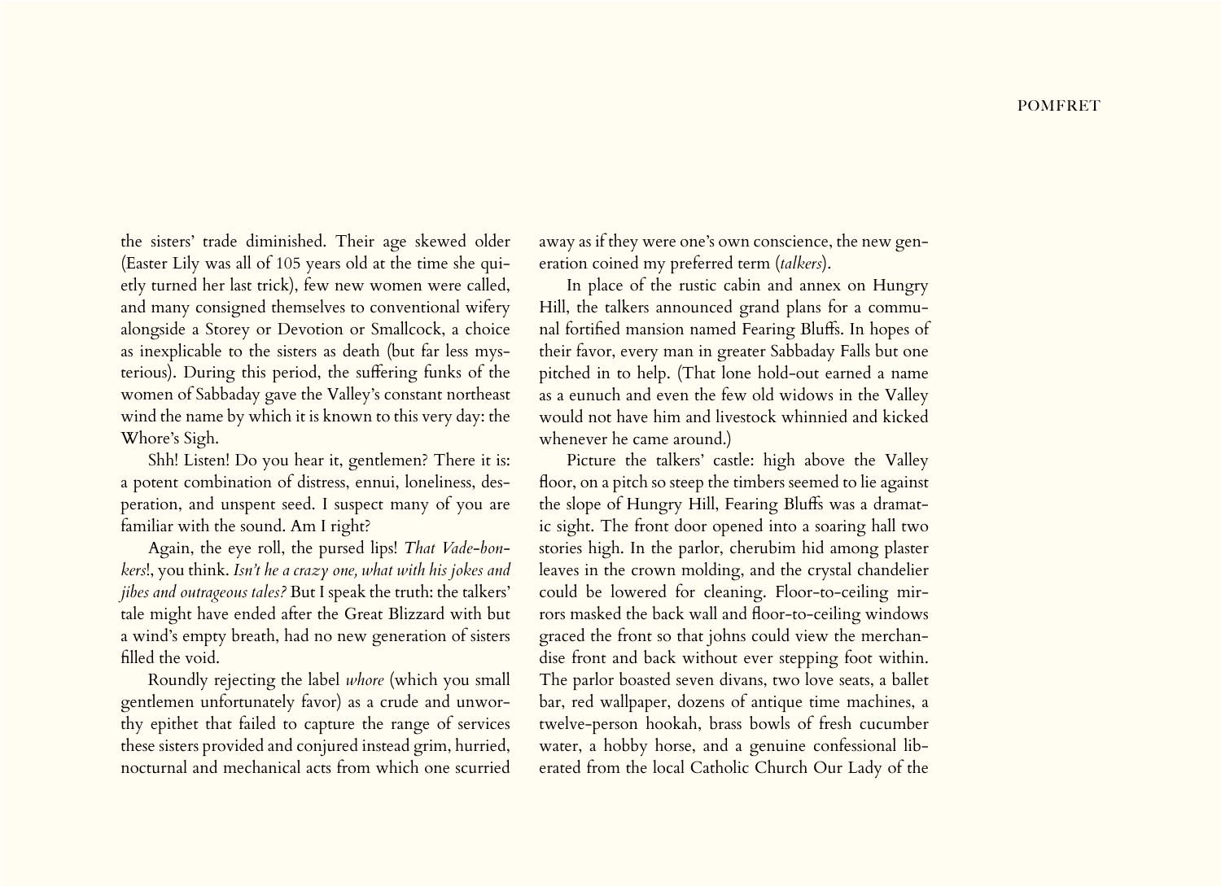the sisters' trade diminished. Their age skewed older (Easter Lily was all of 105 years old at the time she quietly turned her last trick), few new women were called, and many consigned themselves to conventional wifery alongside a Storey or Devotion or Smallcock, a choice as inexplicable to the sisters as death (but far less mysterious). During this period, the suffering funks of the women of Sabbaday gave the Valley's constant northeast wind the name by which it is known to this very day: the Whore's Sigh.

Shh! Listen! Do you hear it, gentlemen? There it is: a potent combination of distress, ennui, loneliness, desperation, and unspent seed. I suspect many of you are familiar with the sound. Am I right?

Again, the eye roll, the pursed lips! *That Vade-bonkers!*, you think. *Isn't he a crazy one, what with his jokes and jibes and outrageous tales?* But I speak the truth: the talkers' tale might have ended after the Great Blizzard with but a wind's empty breath, had no new generation of sisters filled the void.

Roundly rejecting the label *whore* (which you small gentlemen unfortunately favor) as a crude and unworthy epithet that failed to capture the range of services these sisters provided and conjured instead grim, hurried, nocturnal and mechanical acts from which one scurried away as if they were one's own conscience, the new generation coined my preferred term (*talkers*).

In place of the rustic cabin and annex on Hungry Hill, the talkers announced grand plans for a communal fortified mansion named Fearing Bluffs. In hopes of their favor, every man in greater Sabbaday Falls but one pitched in to help. (That lone hold-out earned a name as a eunuch and even the few old widows in the Valley would not have him and livestock whinnied and kicked whenever he came around.)

Picture the talkers' castle: high above the Valley floor, on a pitch so steep the timbers seemed to lie against the slope of Hungry Hill, Fearing Bluffs was a dramatic sight. The front door opened into a soaring hall two stories high. In the parlor, cherubim hid among plaster leaves in the crown molding, and the crystal chandelier could be lowered for cleaning. Floor-to-ceiling mirrors masked the back wall and floor-to-ceiling windows graced the front so that johns could view the merchandise front and back without ever stepping foot within. The parlor boasted seven divans, two love seats, a ballet bar, red wallpaper, dozens of antique time machines, a twelve-person hookah, brass bowls of fresh cucumber water, a hobby horse, and a genuine confessional liberated from the local Catholic Church Our Lady of the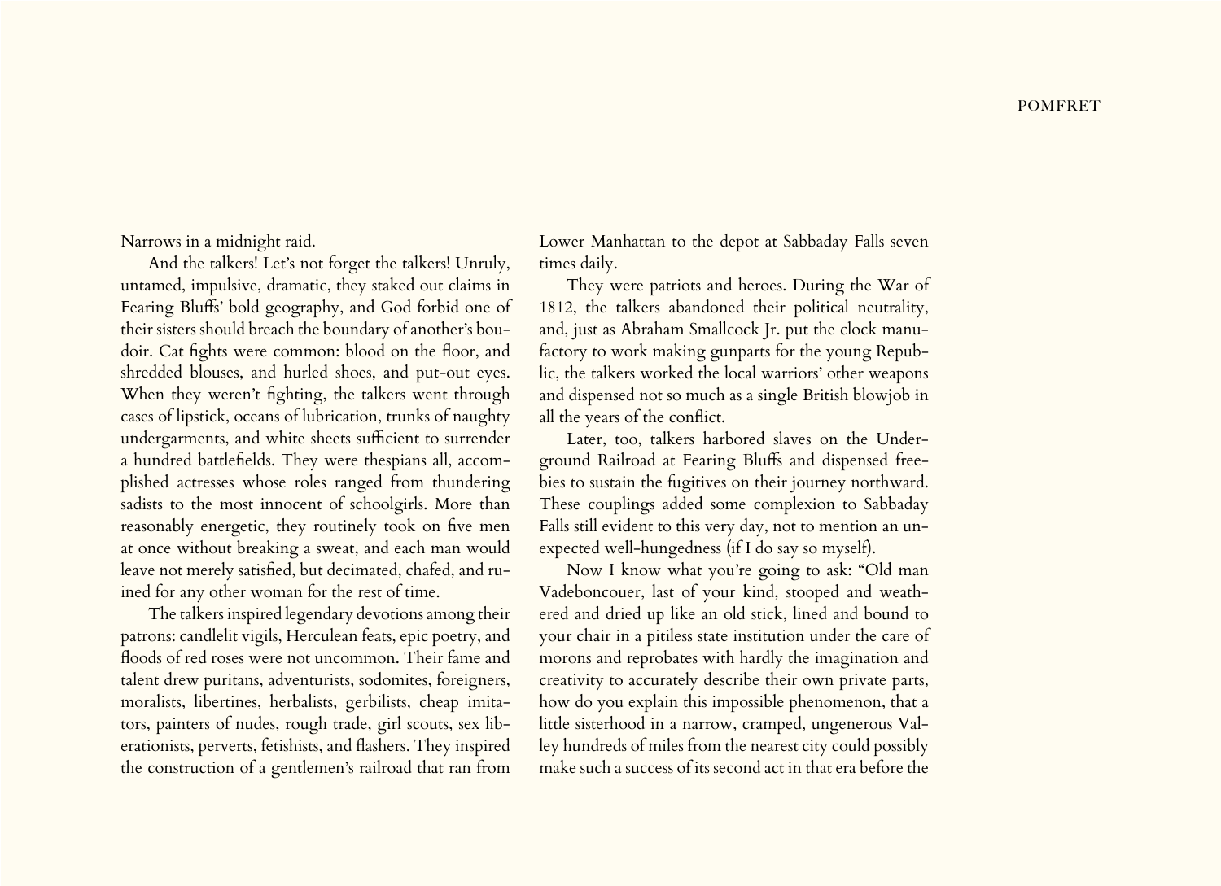Narrows in a midnight raid.

And the talkers! Let's not forget the talkers! Unruly, untamed, impulsive, dramatic, they staked out claims in Fearing Bluffs' bold geography, and God forbid one of their sisters should breach the boundary of another's boudoir. Cat fights were common: blood on the floor, and shredded blouses, and hurled shoes, and put-out eyes. When they weren't fighting, the talkers went through cases of lipstick, oceans of lubrication, trunks of naughty undergarments, and white sheets sufficient to surrender a hundred battlefields. They were thespians all, accomplished actresses whose roles ranged from thundering sadists to the most innocent of schoolgirls. More than reasonably energetic, they routinely took on five men at once without breaking a sweat, and each man would leave not merely satisfied, but decimated, chafed, and ruined for any other woman for the rest of time.

The talkers inspired legendary devotions among their patrons: candlelit vigils, Herculean feats, epic poetry, and floods of red roses were not uncommon. Their fame and talent drew puritans, adventurists, sodomites, foreigners, moralists, libertines, herbalists, gerbilists, cheap imitators, painters of nudes, rough trade, girl scouts, sex liberationists, perverts, fetishists, and flashers. They inspired the construction of a gentlemen's railroad that ran from Lower Manhattan to the depot at Sabbaday Falls seven times daily.

They were patriots and heroes. During the War of 1812, the talkers abandoned their political neutrality, and, just as Abraham Smallcock Jr. put the clock manufactory to work making gunparts for the young Republic, the talkers worked the local warriors' other weapons and dispensed not so much as a single British blowjob in all the years of the conflict.

Later, too, talkers harbored slaves on the Underground Railroad at Fearing Bluffs and dispensed freebies to sustain the fugitives on their journey northward. These couplings added some complexion to Sabbaday Falls still evident to this very day, not to mention an unexpected well-hungedness (if I do say so myself).

Now I know what you're going to ask: "Old man Vadeboncouer, last of your kind, stooped and weathered and dried up like an old stick, lined and bound to your chair in a pitiless state institution under the care of morons and reprobates with hardly the imagination and creativity to accurately describe their own private parts, how do you explain this impossible phenomenon, that a little sisterhood in a narrow, cramped, ungenerous Valley hundreds of miles from the nearest city could possibly make such a success of its second act in that era before the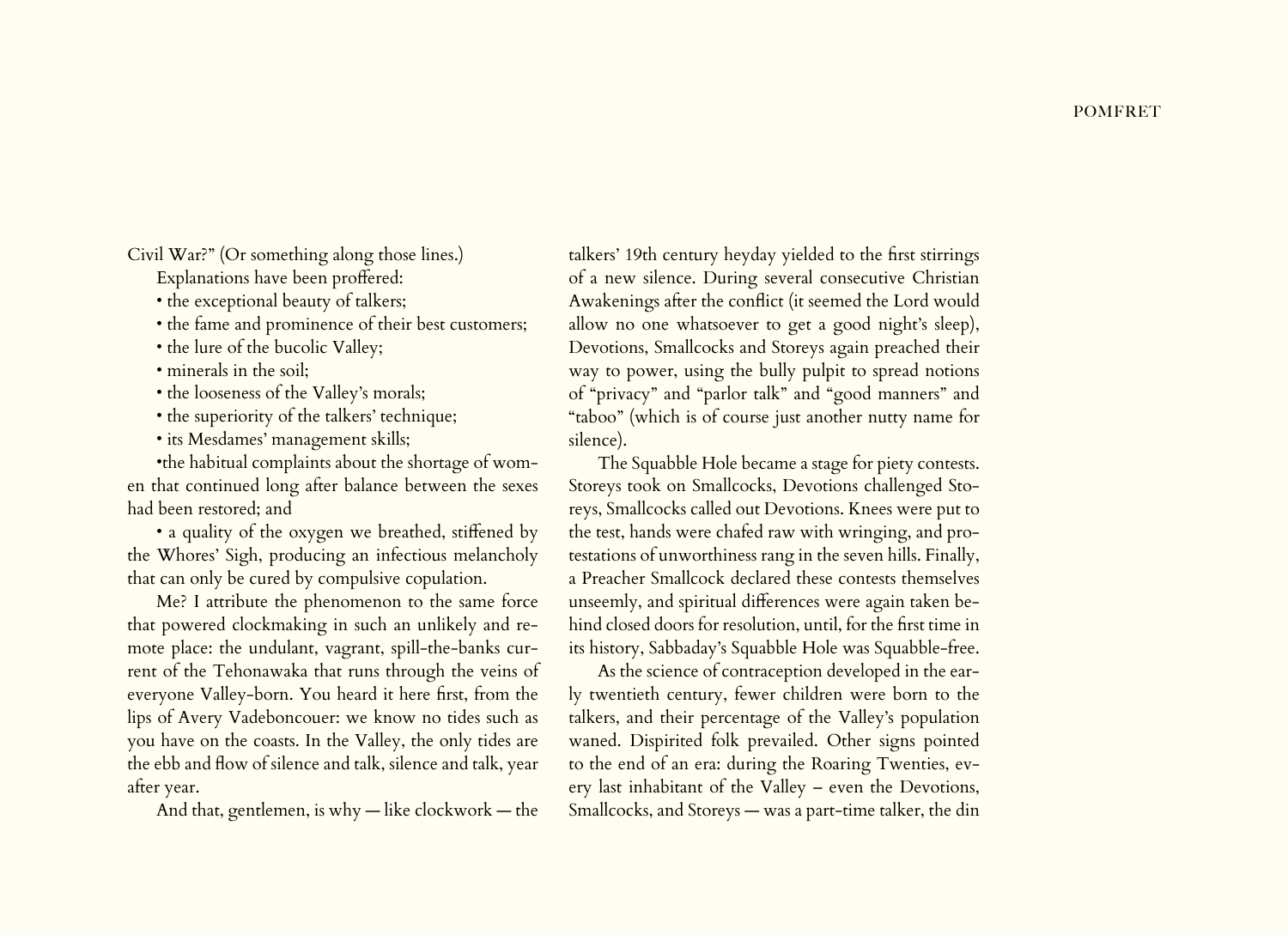Civil War?" (Or something along those lines.)

Explanations have been proffered:

- the exceptional beauty of talkers;
- the fame and prominence of their best customers;
- the lure of the bucolic Valley;
- minerals in the soil;
- the looseness of the Valley's morals;
- the superiority of the talkers' technique;
- its Mesdames' management skills;
- the habitual complaints about the shortage of women that continued long after balance between the sexes had been restored; and
- a quality of the oxygen we breathed, stiffened by the Whores' Sigh, producing an infectious melancholy that can only be cured by compulsive copulation.

Me? I attribute the phenomenon to the same force that powered clockmaking in such an unlikely and remote place: the undulant, vagrant, spill-the-banks current of the Tehonawaka that runs through the veins of everyone Valley-born. You heard it here first, from the lips of Avery Vadeboncouer: we know no tides such as you have on the coasts. In the Valley, the only tides are the ebb and flow of silence and talk, silence and talk, year after year.

And that, gentlemen, is why — like clockwork — the talkers' 19th century heyday yielded to the first stirrings of a new silence. During several consecutive Christian Awakenings after the conflict (it seemed the Lord would allow no one whatsoever to get a good night's sleep), Devotions, Smallcocks and Storeys again preached their way to power, using the bully pulpit to spread notions of "privacy" and "parlor talk" and "good manners" and "taboo" (which is of course just another nutty name for silence).

The Squabble Hole became a stage for piety contests. Storeys took on Smallcocks, Devotions challenged Storeys, Smallcocks called out Devotions. Knees were put to the test, hands were chafed raw with wringing, and protestations of unworthiness rang in the seven hills. Finally, a Preacher Smallcock declared these contests themselves unseemly, and spiritual differences were again taken behind closed doors for resolution, until, for the first time in its history, Sabbaday's Squabble Hole was Squabble-free.

As the science of contraception developed in the early twentieth century, fewer children were born to the talkers, and their percentage of the Valley's population waned. Dispirited folk prevailed. Other signs pointed to the end of an era: during the Roaring Twenties, every last inhabitant of the Valley – even the Devotions, Smallcocks, and Storeys — was a part-time talker, the din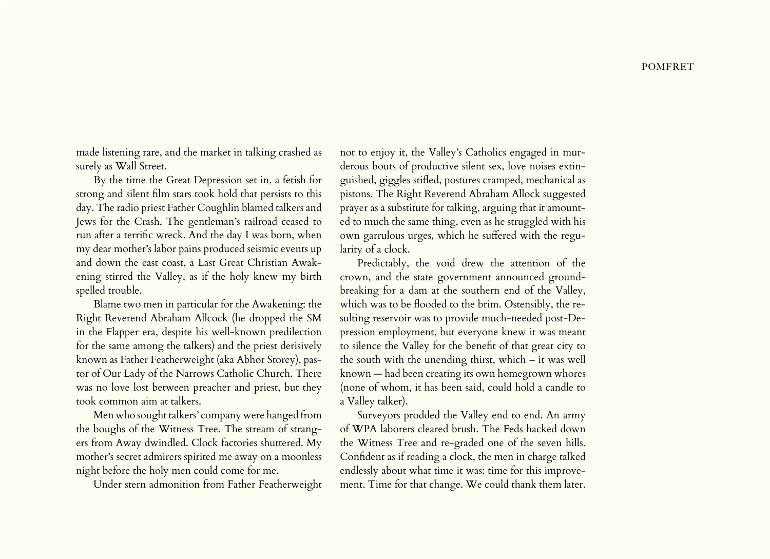made listening rare, and the market in talking crashed as surely as Wall Street.

By the time the Great Depression set in, a fetish for strong and silent film stars took hold that persists to this day. The radio priest Father Coughlin blamed talkers and Jews for the Crash. The gentleman's railroad ceased to run after a terrific wreck. And the day I was born, when my dear mother's labor pains produced seismic events up and down the east coast, a Last Great Christian Awakening stirred the Valley, as if the holy knew my birth spelled trouble.

Blame two men in particular for the Awakening: the Right Reverend Abraham Allcock (he dropped the SM in the Flapper era, despite his well-known predilection for the same among the talkers) and the priest derisively known as Father Featherweight (aka Abhor Storey), pastor of Our Lady of the Narrows Catholic Church. There was no love lost between preacher and priest, but they took common aim at talkers.

Men who sought talkers' company were hanged from the boughs of the Witness Tree. The stream of strangers from Away dwindled. Clock factories shuttered. My mother's secret admirers spirited me away on a moonless night before the holy men could come for me.

Under stern admonition from Father Featherweight not to enjoy it, the Valley's Catholics engaged in murderous bouts of productive silent sex, love noises extinguished, giggles stifled, postures cramped, mechanical as pistons. The Right Reverend Abraham Allcock suggested prayer as a substitute for talking, arguing that it amounted to much the same thing, even as he struggled with his own garrulous urges, which he suffered with the regularity of a clock.

Predictably, the void drew the attention of the crown, and the state government announced groundbreaking for a dam at the southern end of the Valley, which was to be flooded to the brim. Ostensibly, the resulting reservoir was to provide much-needed post-Depression employment, but everyone knew it was meant to silence the Valley for the benefit of that great city to the south with the unending thirst, which – it was well known — had been creating its own homegrown whores (none of whom, it has been said, could hold a candle to a Valley talker).

Surveyors prodded the Valley end to end. An army of WPA laborers cleared brush. The Feds hacked down the Witness Tree and re-graded one of the seven hills. Confident as if reading a clock, the men in charge talked endlessly about what time it was: time for this improvement. Time for that change. We could thank them later.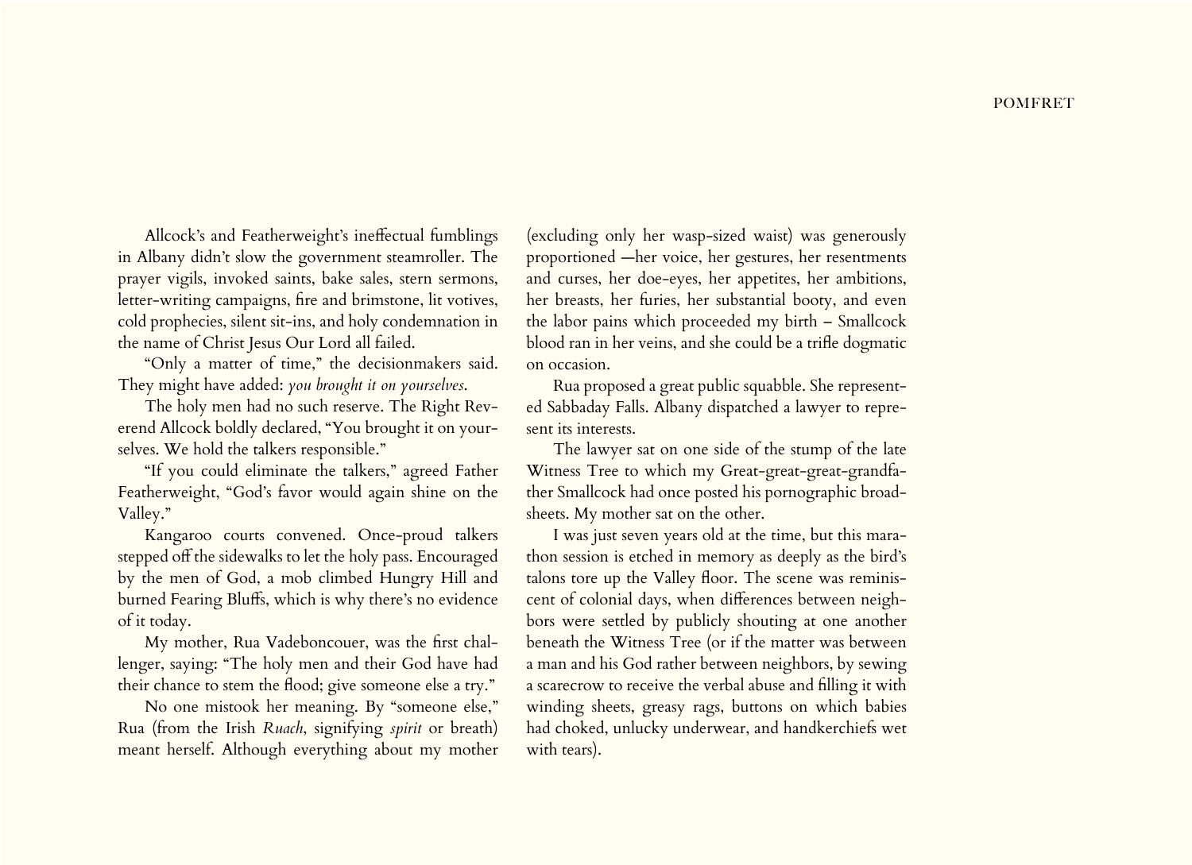Allcock's and Featherweight's ineffectual fumblings in Albany didn't slow the government steamroller. The prayer vigils, invoked saints, bake sales, stern sermons, letter-writing campaigns, fire and brimstone, lit votives, cold prophecies, silent sit-ins, and holy condemnation in the name of Christ Jesus Our Lord all failed.

"Only a matter of time," the decisionmakers said. They might have added: *you brought it on yourselves*.

The holy men had no such reserve. The Right Reverend Allcock boldly declared, "You brought it on yourselves. We hold the talkers responsible."

"If you could eliminate the talkers," agreed Father Featherweight, "God's favor would again shine on the Valley."

Kangaroo courts convened. Once-proud talkers stepped off the sidewalks to let the holy pass. Encouraged by the men of God, a mob climbed Hungry Hill and burned Fearing Bluffs, which is why there's no evidence of it today.

My mother, Rua Vadeboncouer, was the first challenger, saying: "The holy men and their God have had their chance to stem the flood; give someone else a try."

No one mistook her meaning. By "someone else," Rua (from the Irish *Ruach*, signifying *spirit* or breath) meant herself. Although everything about my mother (excluding only her wasp-sized waist) was generously proportioned —her voice, her gestures, her resentments and curses, her doe-eyes, her appetites, her ambitions, her breasts, her furies, her substantial booty, and even the labor pains which proceeded my birth – Smallcock blood ran in her veins, and she could be a trifle dogmatic on occasion.

Rua proposed a great public squabble. She represented Sabbaday Falls. Albany dispatched a lawyer to represent its interests.

The lawyer sat on one side of the stump of the late Witness Tree to which my Great-great-great-grandfather Smallcock had once posted his pornographic broadsheets. My mother sat on the other.

I was just seven years old at the time, but this marathon session is etched in memory as deeply as the bird's talons tore up the Valley floor. The scene was reminiscent of colonial days, when differences between neighbors were settled by publicly shouting at one another beneath the Witness Tree (or if the matter was between a man and his God rather between neighbors, by sewing a scarecrow to receive the verbal abuse and filling it with winding sheets, greasy rags, buttons on which babies had choked, unlucky underwear, and handkerchiefs wet with tears).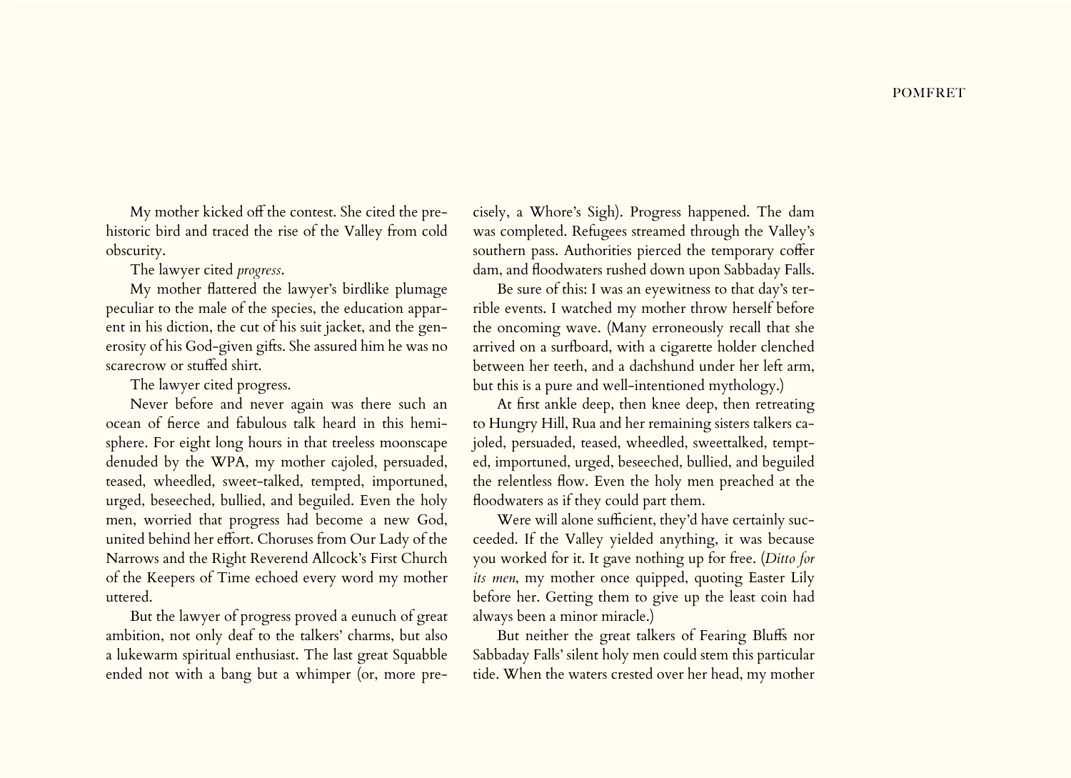My mother kicked off the contest. She cited the prehistoric bird and traced the rise of the Valley from cold obscurity.

The lawyer cited *progress*.

My mother flattered the lawyer's birdlike plumage peculiar to the male of the species, the education apparent in his diction, the cut of his suit jacket, and the generosity of his God-given gifts. She assured him he was no scarecrow or stuffed shirt.

The lawyer cited progress.

Never before and never again was there such an ocean of fierce and fabulous talk heard in this hemisphere. For eight long hours in that treeless moonscape denuded by the WPA, my mother cajoled, persuaded, teased, wheedled, sweet-talked, tempted, importuned, urged, beseeched, bullied, and beguiled. Even the holy men, worried that progress had become a new God, united behind her effort. Choruses from Our Lady of the Narrows and the Right Reverend Allcock's First Church of the Keepers of Time echoed every word my mother uttered.

But the lawyer of progress proved a eunuch of great ambition, not only deaf to the talkers' charms, but also a lukewarm spiritual enthusiast. The last great Squabble ended not with a bang but a whimper (or, more precisely, a Whore's Sigh). Progress happened. The dam was completed. Refugees streamed through the Valley's southern pass. Authorities pierced the temporary coffer dam, and floodwaters rushed down upon Sabbaday Falls.

Be sure of this: I was an eyewitness to that day's terrible events. I watched my mother throw herself before the oncoming wave. (Many erroneously recall that she arrived on a surfboard, with a cigarette holder clenched between her teeth, and a dachshund under her left arm, but this is a pure and well-intentioned mythology.)

At first ankle deep, then knee deep, then retreating to Hungry Hill, Rua and her remaining sisters talkers cajoled, persuaded, teased, wheedled, sweettalked, tempted, importuned, urged, beseeched, bullied, and beguiled the relentless flow. Even the holy men preached at the floodwaters as if they could part them.

Were will alone sufficient, they'd have certainly succeeded. If the Valley yielded anything, it was because you worked for it. It gave nothing up for free. (*Ditto for its men*, my mother once quipped, quoting Easter Lily before her. Getting them to give up the least coin had always been a minor miracle.)

But neither the great talkers of Fearing Bluffs nor Sabbaday Falls' silent holy men could stem this particular tide. When the waters crested over her head, my mother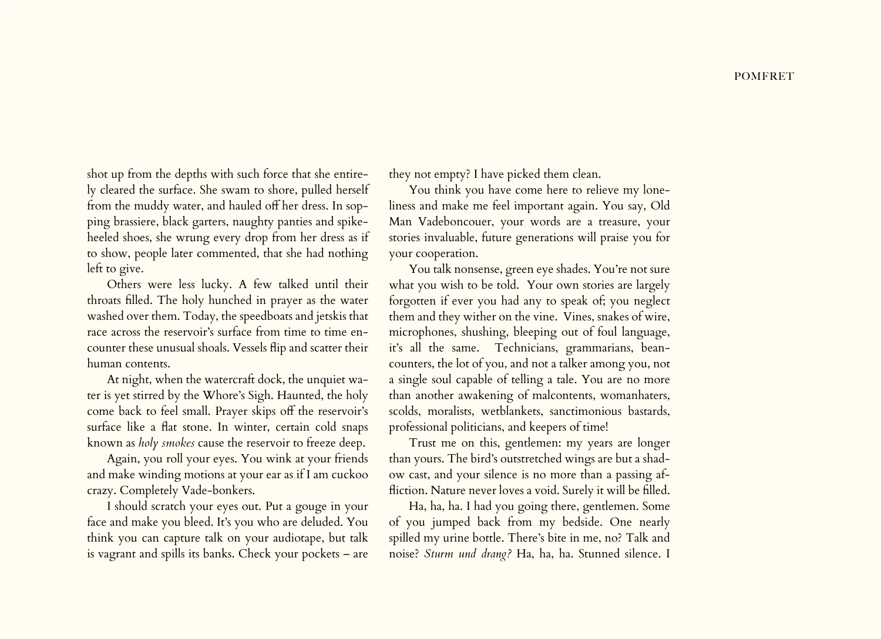shot up from the depths with such force that she entirely cleared the surface. She swam to shore, pulled herself from the muddy water, and hauled off her dress. In sopping brassiere, black garters, naughty panties and spike-heeled shoes, she wrung every drop from her dress as if to show, people later commented, that she had nothing left to give.

Others were less lucky. A few talked until their throats filled. The holy hunched in prayer as the water washed over them. Today, the speedboats and jetskis that race across the reservoir's surface from time to time encounter these unusual shoals. Vessels flip and scatter their human contents.

At night, when the watercraft dock, the unquiet water is yet stirred by the Whore's Sigh. Haunted, the holy come back to feel small. Prayer skips off the reservoir's surface like a flat stone. In winter, certain cold snaps known as *holy smokes* cause the reservoir to freeze deep.

Again, you roll your eyes. You wink at your friends and make winding motions at your ear as if I am cuckoo crazy. Completely Vade-bonkers.

I should scratch your eyes out. Put a gouge in your face and make you bleed. It's you who are deluded. You think you can capture talk on your audiotape, but talk is vagrant and spills its banks. Check your pockets – are they not empty? I have picked them clean.

You think you have come here to relieve my loneliness and make me feel important again. You say, Old Man Vadeboncouer, your words are a treasure, your stories invaluable, future generations will praise you for your cooperation.

You talk nonsense, green eye shades. You're not sure what you wish to be told. Your own stories are largely forgotten if ever you had any to speak of; you neglect them and they wither on the vine. Vines, snakes of wire, microphones, shushing, bleeping out of foul language, it's all the same. Technicians, grammarians, bean-counters, the lot of you, and not a talker among you, not a single soul capable of telling a tale. You are no more than another awakening of malcontents, womanhaters, scolds, moralists, wetblankets, sanctimonious bastards, professional politicians, and keepers of time!

Trust me on this, gentlemen: my years are longer than yours. The bird's outstretched wings are but a shadow cast, and your silence is no more than a passing affliction. Nature never loves a void. Surely it will be filled.

Ha, ha, ha. I had you going there, gentlemen. Some of you jumped back from my bedside. One nearly spilled my urine bottle. There's bite in me, no? Talk and noise? *Sturm und drang?* Ha, ha, ha. Stunned silence. I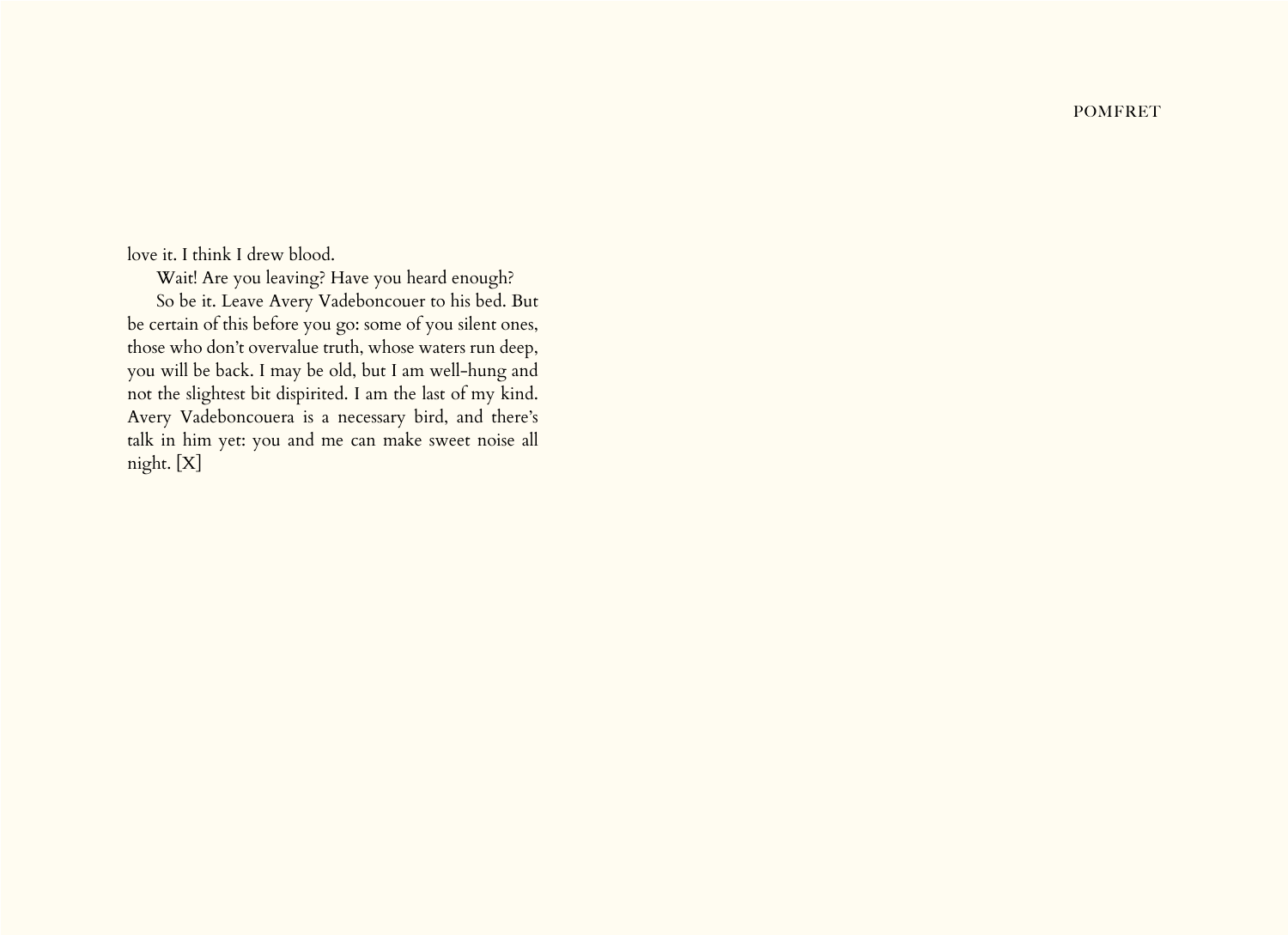love it. I think I drew blood.

Wait! Are you leaving? Have you heard enough?

So be it. Leave Avery Vadeboncouer to his bed. But be certain of this before you go: some of you silent ones, those who don't overvalue truth, whose waters run deep, you will be back. I may be old, but I am well-hung and not the slightest bit dispirited. I am the last of my kind. Avery Vadeboncouera is a necessary bird, and there's talk in him yet: you and me can make sweet noise all night. [X]